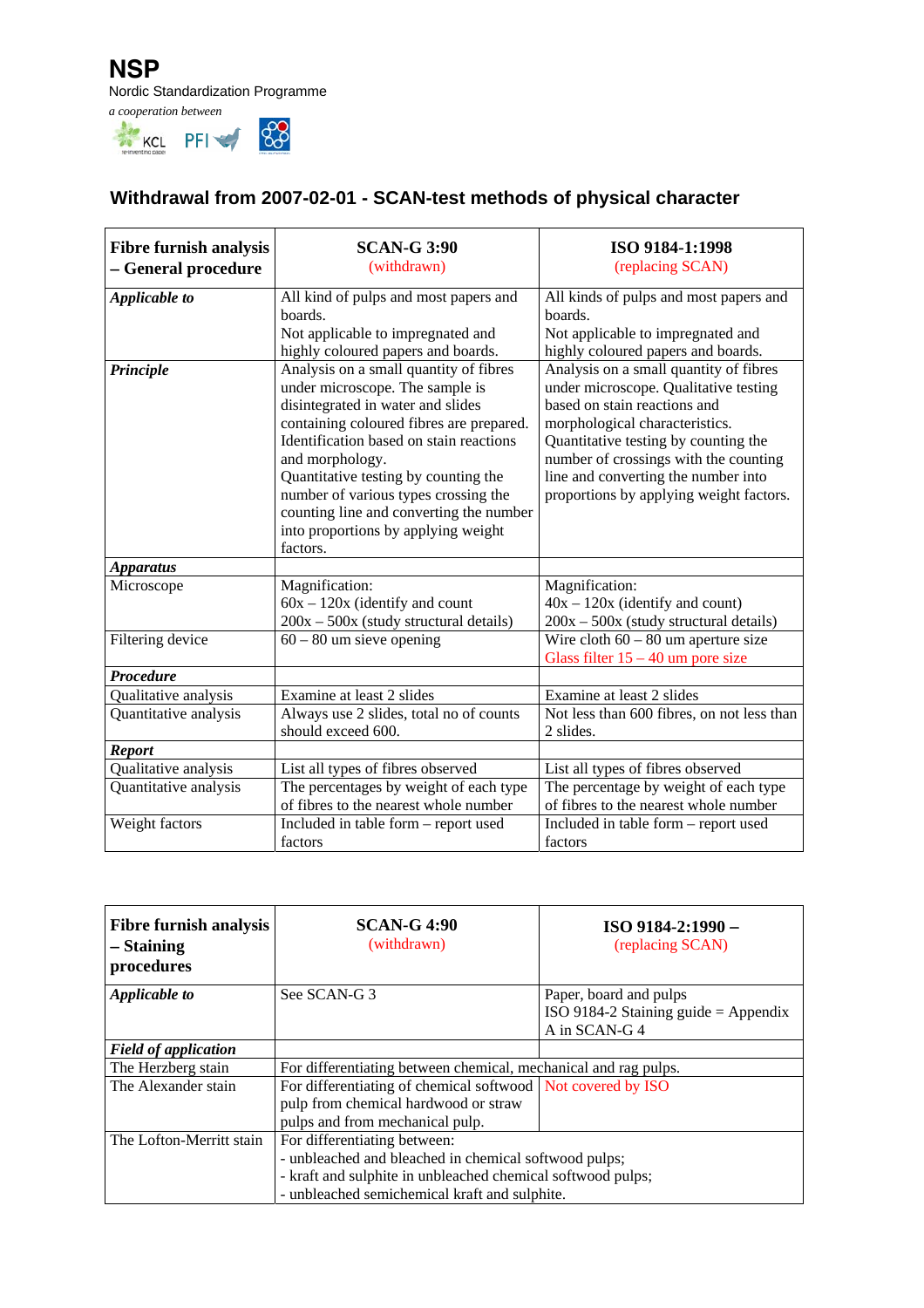# NSP

Nordic Standardization Programme

*a cooperation between*

## Withdrawal from 2007-02-01 - SCAN-test methods of physical character

| **Fibre furnish analysis – General procedure** | **SCAN-G 3:90** (withdrawn) | **ISO 9184-1:1998** (replacing SCAN) |
|---|---|---|
| ***Applicable to*** | All kind of pulps and most papers and boards. Not applicable to impregnated and highly coloured papers and boards. | All kinds of pulps and most papers and boards. Not applicable to impregnated and highly coloured papers and boards. |
| ***Principle*** | Analysis on a small quantity of fibres under microscope. The sample is disintegrated in water and slides containing coloured fibres are prepared. Identification based on stain reactions and morphology. Quantitative testing by counting the number of various types crossing the counting line and converting the number into proportions by applying weight factors. | Analysis on a small quantity of fibres under microscope. Qualitative testing based on stain reactions and morphological characteristics. Quantitative testing by counting the number of crossings with the counting line and converting the number into proportions by applying weight factors. |
| ***Apparatus*** | | |
| Microscope | Magnification: 60x – 120x (identify and count 200x – 500x (study structural details) | Magnification: 40x – 120x (identify and count) 200x – 500x (study structural details) |
| Filtering device | 60 – 80 um sieve opening | Wire cloth 60 – 80 um aperture size Glass filter 15 – 40 um pore size |
| ***Procedure*** | | |
| Qualitative analysis | Examine at least 2 slides | Examine at least 2 slides |
| Quantitative analysis | Always use 2 slides, total no of counts should exceed 600. | Not less than 600 fibres, on not less than 2 slides. |
| ***Report*** | | |
| Qualitative analysis | List all types of fibres observed | List all types of fibres observed |
| Quantitative analysis | The percentages by weight of each type of fibres to the nearest whole number | The percentage by weight of each type of fibres to the nearest whole number |
| Weight factors | Included in table form – report used factors | Included in table form – report used factors |

| **Fibre furnish analysis – Staining procedures** | **SCAN-G 4:90** (withdrawn) | **ISO 9184-2:1990 –** (replacing SCAN) |
|---|---|---|
| ***Applicable to*** | See SCAN-G 3 | Paper, board and pulps ISO 9184-2 Staining guide = Appendix A in SCAN-G 4 |
| ***Field of application*** | | |
| The Herzberg stain | For differentiating between chemical, mechanical and rag pulps. | |
| The Alexander stain | For differentiating of chemical softwood pulp from chemical hardwood or straw pulps and from mechanical pulp. | Not covered by ISO |
| The Lofton-Merritt stain | For differentiating between: - unbleached and bleached in chemical softwood pulps; - kraft and sulphite in unbleached chemical softwood pulps; - unbleached semichemical kraft and sulphite. | |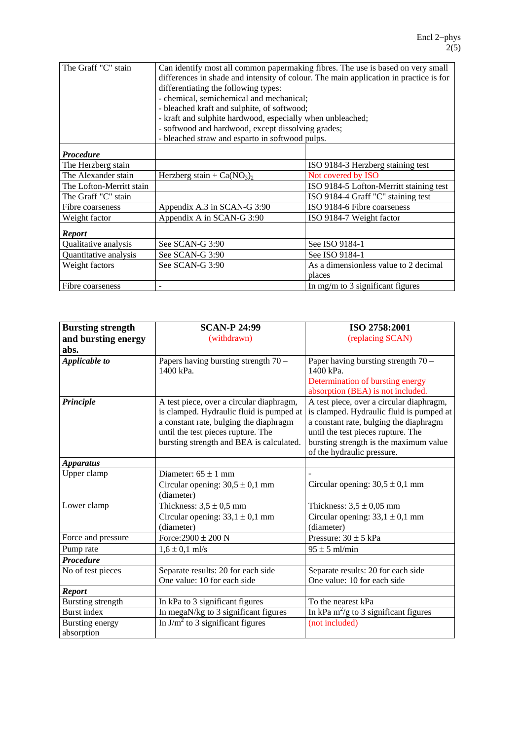| The Graff "C" stain | Can identify most all common papermaking fibres. The use is based on very small differences in shade and intensity of colour. The main application in practice is for differentiating the following types:<br>- chemical, semichemical and mechanical;<br>- bleached kraft and sulphite, of softwood;<br>- kraft and sulphite hardwood, especially when unbleached;<br>- softwood and hardwood, except dissolving grades;<br>- bleached straw and esparto in softwood pulps. | |
|---|---|---|
| ***Procedure*** | | |
| The Herzberg stain | | ISO 9184-3 Herzberg staining test |
| The Alexander stain | Herzberg stain + $Ca(NO_3)_2$ | Not covered by ISO |
| The Lofton-Merritt stain | | ISO 9184-5 Lofton-Merritt staining test |
| The Graff "C" stain | | ISO 9184-4 Graff "C" staining test |
| Fibre coarseness | Appendix A.3 in SCAN-G 3:90 | ISO 9184-6 Fibre coarseness |
| Weight factor | Appendix A in SCAN-G 3:90 | ISO 9184-7 Weight factor |
| ***Report*** | | |
| Qualitative analysis | See SCAN-G 3:90 | See ISO 9184-1 |
| Quantitative analysis | See SCAN-G 3:90 | See ISO 9184-1 |
| Weight factors | See SCAN-G 3:90 | As a dimensionless value to 2 decimal places |
| Fibre coarseness | - | In mg/m to 3 significant figures |

| **Bursting strength and bursting energy abs.** | **SCAN-P 24:99**<br>(withdrawn) | **ISO 2758:2001**<br>(replacing SCAN) |
|---|---|---|
| ***Applicable to*** | Papers having bursting strength 70 – 1400 kPa. | Paper having bursting strength 70 – 1400 kPa.<br>Determination of bursting energy absorption (BEA) is not included. |
| ***Principle*** | A test piece, over a circular diaphragm, is clamped. Hydraulic fluid is pumped at a constant rate, bulging the diaphragm until the test pieces rupture. The bursting strength and BEA is calculated. | A test piece, over a circular diaphragm, is clamped. Hydraulic fluid is pumped at a constant rate, bulging the diaphragm until the test pieces rupture. The bursting strength is the maximum value of the hydraulic pressure. |
| ***Apparatus*** | | |
| Upper clamp | Diameter: $65 \pm 1$ mm<br>Circular opening: $30{,}5 \pm 0{,}1$ mm (diameter) | -<br>Circular opening: $30{,}5 \pm 0{,}1$ mm |
| Lower clamp | Thickness: $3{,}5 \pm 0{,}5$ mm<br>Circular opening: $33{,}1 \pm 0{,}1$ mm (diameter) | Thickness: $3{,}5 \pm 0{,}05$ mm<br>Circular opening: $33{,}1 \pm 0{,}1$ mm (diameter) |
| Force and pressure | Force: $2900 \pm 200$ N | Pressure: $30 \pm 5$ kPa |
| Pump rate | $1{,}6 \pm 0{,}1$ ml/s | $95 \pm 5$ ml/min |
| ***Procedure*** | | |
| No of test pieces | Separate results: 20 for each side<br>One value: 10 for each side | Separate results: 20 for each side<br>One value: 10 for each side |
| ***Report*** | | |
| Bursting strength | In kPa to 3 significant figures | To the nearest kPa |
| Burst index | In megaN/kg to 3 significant figures | In kPa $m^2/g$ to 3 significant figures |
| Bursting energy absorption | In $J/m^2$ to 3 significant figures | (not included) |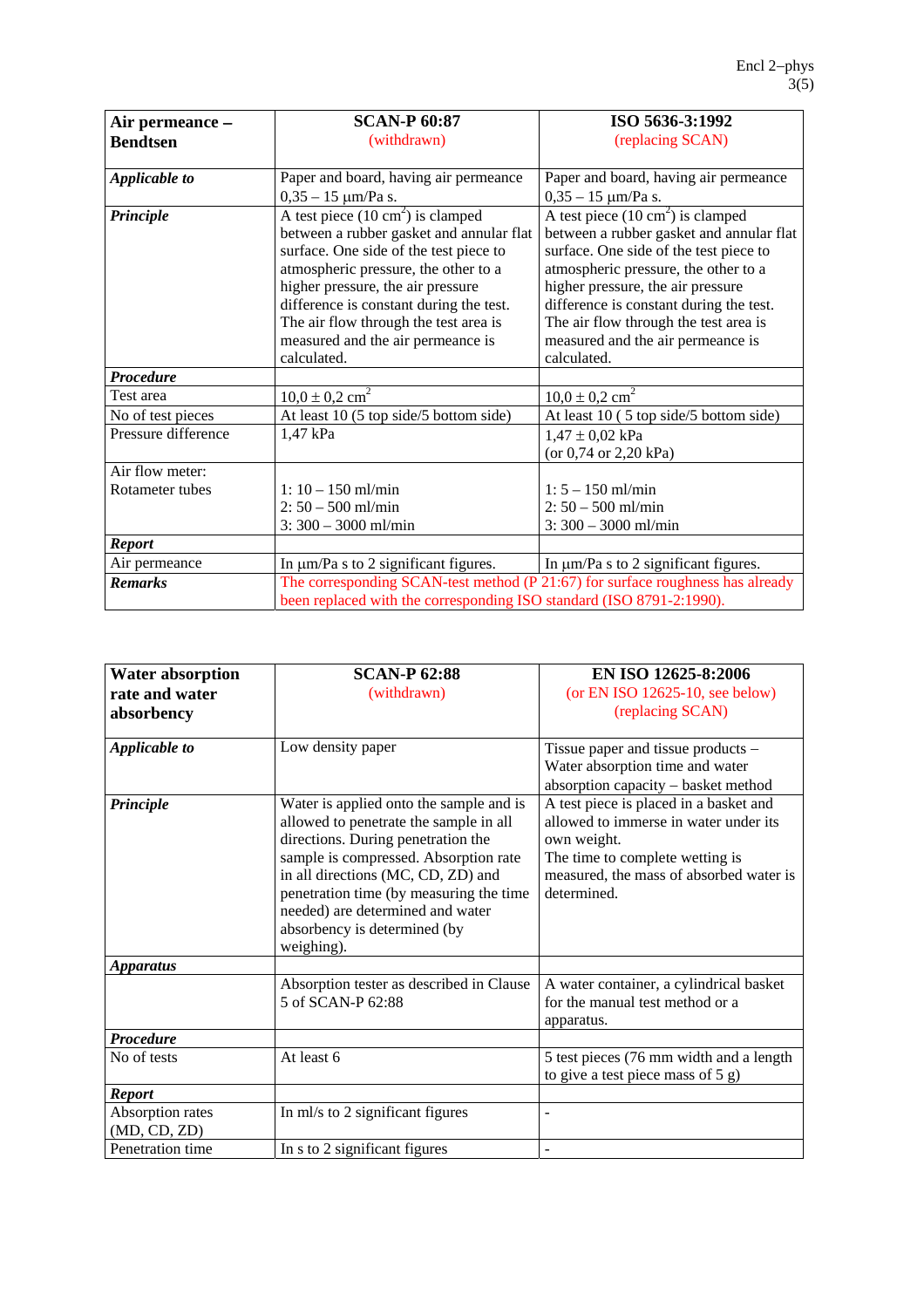| **Air permeance – Bendtsen** | **SCAN-P 60:87** (withdrawn) | **ISO 5636-3:1992** (replacing SCAN) |
|---|---|---|
| ***Applicable to*** | Paper and board, having air permeance 0,35 – 15 µm/Pa s. | Paper and board, having air permeance 0,35 – 15 µm/Pa s. |
| ***Principle*** | A test piece (10 $cm^2$) is clamped between a rubber gasket and annular flat surface. One side of the test piece to atmospheric pressure, the other to a higher pressure, the air pressure difference is constant during the test. The air flow through the test area is measured and the air permeance is calculated. | A test piece (10 $cm^2$) is clamped between a rubber gasket and annular flat surface. One side of the test piece to atmospheric pressure, the other to a higher pressure, the air pressure difference is constant during the test. The air flow through the test area is measured and the air permeance is calculated. |
| ***Procedure*** | | |
| Test area | $10{,}0 \pm 0{,}2$ $cm^2$ | $10{,}0 \pm 0{,}2$ $cm^2$ |
| No of test pieces | At least 10 (5 top side/5 bottom side) | At least 10 ( 5 top side/5 bottom side) |
| Pressure difference | 1,47 kPa | $1{,}47 \pm 0{,}02$ kPa<br>(or 0,74 or 2,20 kPa) |
| Air flow meter:<br>Rotameter tubes | 1: 10 – 150 ml/min<br>2: 50 – 500 ml/min<br>3: 300 – 3000 ml/min | 1: 5 – 150 ml/min<br>2: 50 – 500 ml/min<br>3: 300 – 3000 ml/min |
| ***Report*** | | |
| Air permeance | In µm/Pa s to 2 significant figures. | In µm/Pa s to 2 significant figures. |
| ***Remarks*** | The corresponding SCAN-test method (P 21:67) for surface roughness has already been replaced with the corresponding ISO standard (ISO 8791-2:1990). | |

| **Water absorption rate and water absorbency** | **SCAN-P 62:88** (withdrawn) | **EN ISO 12625-8:2006** (or EN ISO 12625-10, see below) (replacing SCAN) |
|---|---|---|
| ***Applicable to*** | Low density paper | Tissue paper and tissue products – Water absorption time and water absorption capacity – basket method |
| ***Principle*** | Water is applied onto the sample and is allowed to penetrate the sample in all directions. During penetration the sample is compressed. Absorption rate in all directions (MC, CD, ZD) and penetration time (by measuring the time needed) are determined and water absorbency is determined (by weighing). | A test piece is placed in a basket and allowed to immerse in water under its own weight.<br>The time to complete wetting is measured, the mass of absorbed water is determined. |
| ***Apparatus*** | | |
| | Absorption tester as described in Clause 5 of SCAN-P 62:88 | A water container, a cylindrical basket for the manual test method or a apparatus. |
| ***Procedure*** | | |
| No of tests | At least 6 | 5 test pieces (76 mm width and a length to give a test piece mass of 5 g) |
| ***Report*** | | |
| Absorption rates (MD, CD, ZD) | In ml/s to 2 significant figures | - |
| Penetration time | In s to 2 significant figures | - |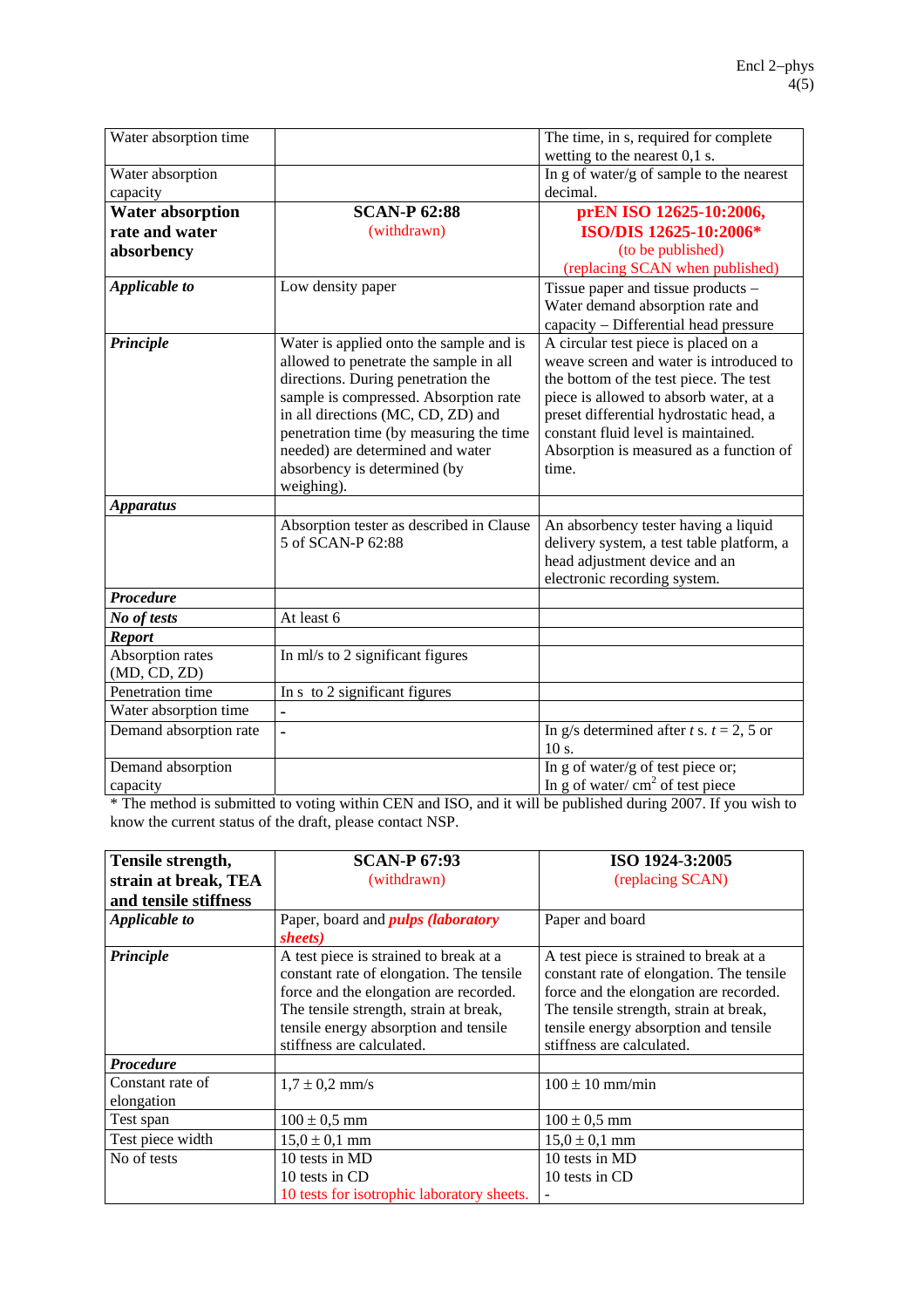| | | |
|---|---|---|
| Water absorption time | | The time, in s, required for complete wetting to the nearest 0,1 s. |
| Water absorption capacity | | In g of water/g of sample to the nearest decimal. |
| **Water absorption rate and water absorbency** | **SCAN-P 62:88** (withdrawn) | **prEN ISO 12625-10:2006, ISO/DIS 12625-10:2006*** (to be published) (replacing SCAN when published) |
| ***Applicable to*** | Low density paper | Tissue paper and tissue products – Water demand absorption rate and capacity – Differential head pressure |
| ***Principle*** | Water is applied onto the sample and is allowed to penetrate the sample in all directions. During penetration the sample is compressed. Absorption rate in all directions (MC, CD, ZD) and penetration time (by measuring the time needed) are determined and water absorbency is determined (by weighing). | A circular test piece is placed on a weave screen and water is introduced to the bottom of the test piece. The test piece is allowed to absorb water, at a preset differential hydrostatic head, a constant fluid level is maintained. Absorption is measured as a function of time. |
| ***Apparatus*** | | |
| | Absorption tester as described in Clause 5 of SCAN-P 62:88 | An absorbency tester having a liquid delivery system, a test table platform, a head adjustment device and an electronic recording system. |
| ***Procedure*** | | |
| ***No of tests*** | At least 6 | |
| ***Report*** | | |
| Absorption rates (MD, CD, ZD) | In ml/s to 2 significant figures | |
| Penetration time | In s to 2 significant figures | |
| Water absorption time | - | |
| Demand absorption rate | - | In g/s determined after *t* s. *t* = 2, 5 or 10 s. |
| Demand absorption capacity | | In g of water/g of test piece or; In g of water/ $cm^2$ of test piece |

\* The method is submitted to voting within CEN and ISO, and it will be published during 2007. If you wish to know the current status of the draft, please contact NSP.

| **Tensile strength, strain at break, TEA and tensile stiffness** | **SCAN-P 67:93** (withdrawn) | **ISO 1924-3:2005** (replacing SCAN) |
|---|---|---|
| ***Applicable to*** | Paper, board and ***pulps (laboratory sheets)*** | Paper and board |
| ***Principle*** | A test piece is strained to break at a constant rate of elongation. The tensile force and the elongation are recorded. The tensile strength, strain at break, tensile energy absorption and tensile stiffness are calculated. | A test piece is strained to break at a constant rate of elongation. The tensile force and the elongation are recorded. The tensile strength, strain at break, tensile energy absorption and tensile stiffness are calculated. |
| ***Procedure*** | | |
| Constant rate of elongation | $1{,}7 \pm 0{,}2$ mm/s | $100 \pm 10$ mm/min |
| Test span | $100 \pm 0{,}5$ mm | $100 \pm 0{,}5$ mm |
| Test piece width | $15{,}0 \pm 0{,}1$ mm | $15{,}0 \pm 0{,}1$ mm |
| No of tests | 10 tests in MD<br>10 tests in CD<br>10 tests for isotrophic laboratory sheets. | 10 tests in MD<br>10 tests in CD<br>- |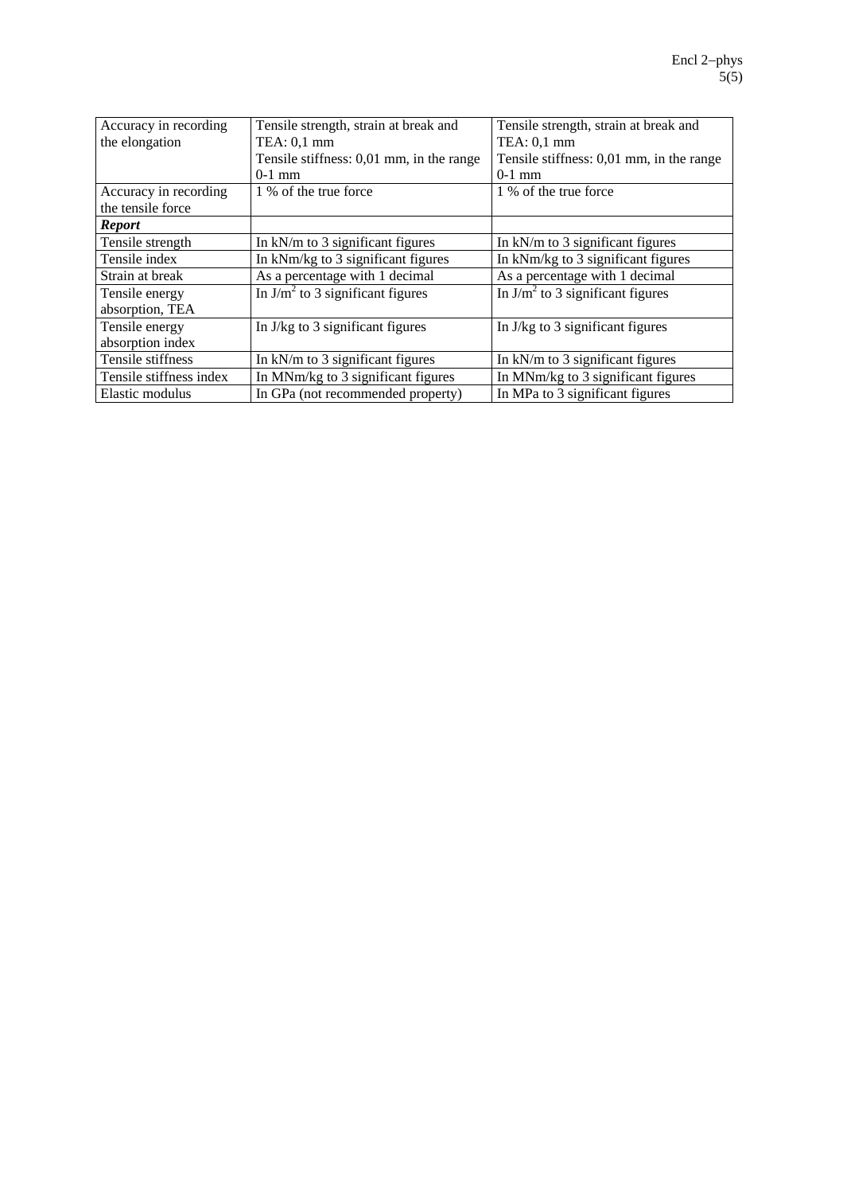| | | |
|---|---|---|
| Accuracy in recording the elongation | Tensile strength, strain at break and TEA: 0,1 mm<br>Tensile stiffness: 0,01 mm, in the range 0-1 mm | Tensile strength, strain at break and TEA: 0,1 mm<br>Tensile stiffness: 0,01 mm, in the range 0-1 mm |
| Accuracy in recording the tensile force | 1 % of the true force | 1 % of the true force |
| ***Report*** | | |
| Tensile strength | In kN/m to 3 significant figures | In kN/m to 3 significant figures |
| Tensile index | In kNm/kg to 3 significant figures | In kNm/kg to 3 significant figures |
| Strain at break | As a percentage with 1 decimal | As a percentage with 1 decimal |
| Tensile energy absorption, TEA | In $J/m^2$ to 3 significant figures | In $J/m^2$ to 3 significant figures |
| Tensile energy absorption index | In J/kg to 3 significant figures | In J/kg to 3 significant figures |
| Tensile stiffness | In kN/m to 3 significant figures | In kN/m to 3 significant figures |
| Tensile stiffness index | In MNm/kg to 3 significant figures | In MNm/kg to 3 significant figures |
| Elastic modulus | In GPa (not recommended property) | In MPa to 3 significant figures |